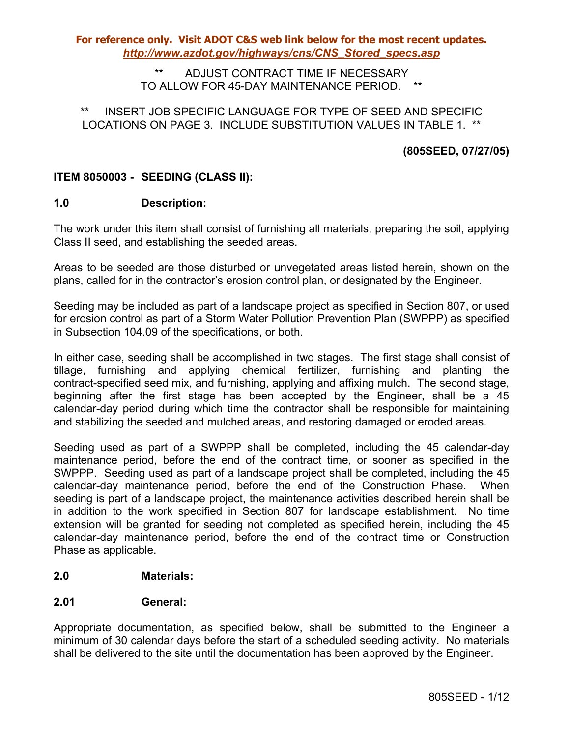**For reference only. Visit ADOT C&S web link below for the most recent updates.**
***http://www.azdot.gov/highways/cns/CNS_Stored_specs.asp***

** ADJUST CONTRACT TIME IF NECESSARY TO ALLOW FOR 45-DAY MAINTENANCE PERIOD. **

** INSERT JOB SPECIFIC LANGUAGE FOR TYPE OF SEED AND SPECIFIC LOCATIONS ON PAGE 3. INCLUDE SUBSTITUTION VALUES IN TABLE 1. **

**(805SEED, 07/27/05)**

## ITEM 8050003 - SEEDING (CLASS II):

### 1.0 Description:

The work under this item shall consist of furnishing all materials, preparing the soil, applying Class II seed, and establishing the seeded areas.

Areas to be seeded are those disturbed or unvegetated areas listed herein, shown on the plans, called for in the contractor's erosion control plan, or designated by the Engineer.

Seeding may be included as part of a landscape project as specified in Section 807, or used for erosion control as part of a Storm Water Pollution Prevention Plan (SWPPP) as specified in Subsection 104.09 of the specifications, or both.

In either case, seeding shall be accomplished in two stages. The first stage shall consist of tillage, furnishing and applying chemical fertilizer, furnishing and planting the contract-specified seed mix, and furnishing, applying and affixing mulch. The second stage, beginning after the first stage has been accepted by the Engineer, shall be a 45 calendar-day period during which time the contractor shall be responsible for maintaining and stabilizing the seeded and mulched areas, and restoring damaged or eroded areas.

Seeding used as part of a SWPPP shall be completed, including the 45 calendar-day maintenance period, before the end of the contract time, or sooner as specified in the SWPPP. Seeding used as part of a landscape project shall be completed, including the 45 calendar-day maintenance period, before the end of the Construction Phase. When seeding is part of a landscape project, the maintenance activities described herein shall be in addition to the work specified in Section 807 for landscape establishment. No time extension will be granted for seeding not completed as specified herein, including the 45 calendar-day maintenance period, before the end of the contract time or Construction Phase as applicable.

### 2.0 Materials:

### 2.01 General:

Appropriate documentation, as specified below, shall be submitted to the Engineer a minimum of 30 calendar days before the start of a scheduled seeding activity. No materials shall be delivered to the site until the documentation has been approved by the Engineer.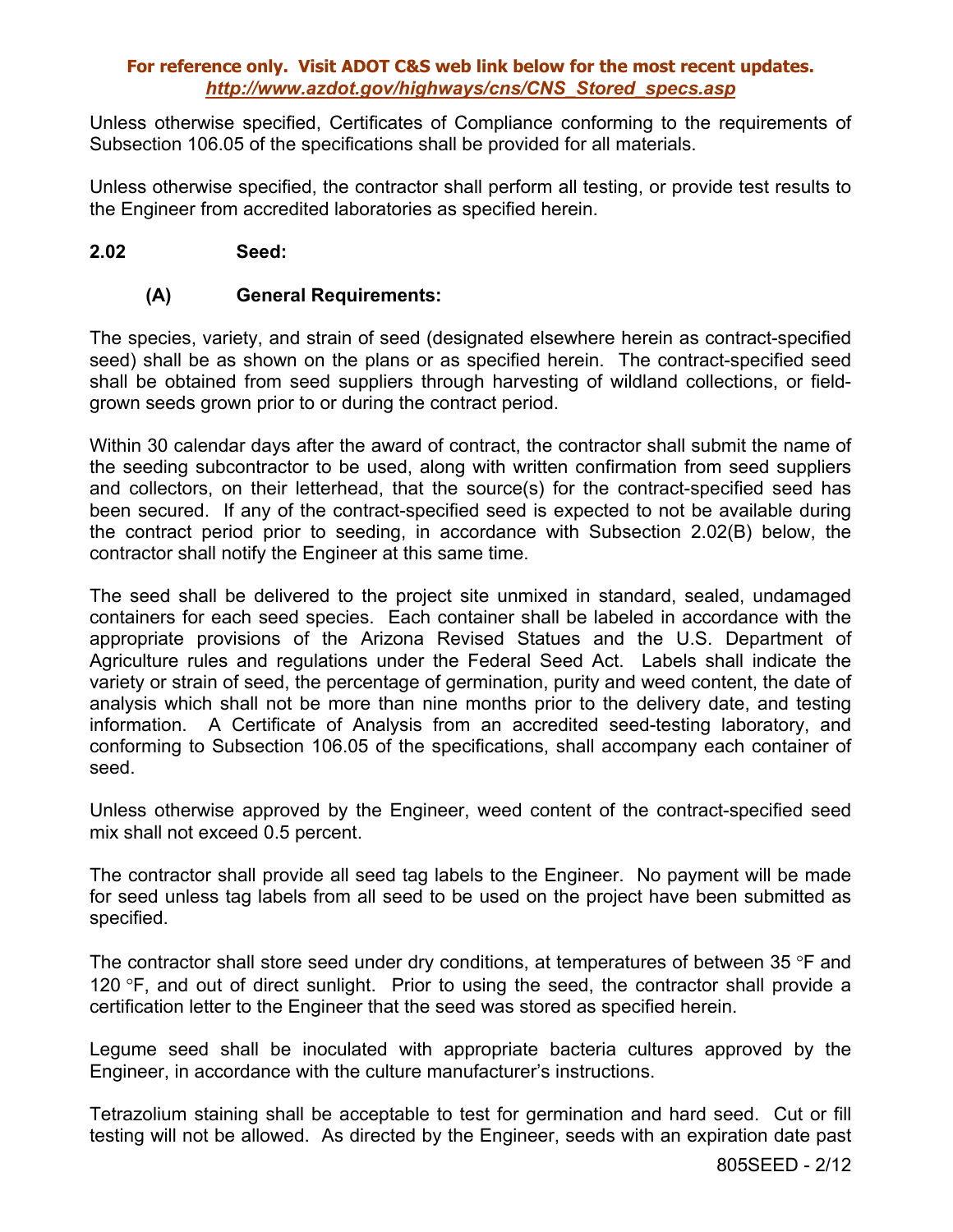Unless otherwise specified, Certificates of Compliance conforming to the requirements of Subsection 106.05 of the specifications shall be provided for all materials.

Unless otherwise specified, the contractor shall perform all testing, or provide test results to the Engineer from accredited laboratories as specified herein.

**2.02 Seed:**

**(A) General Requirements:**

The species, variety, and strain of seed (designated elsewhere herein as contract-specified seed) shall be as shown on the plans or as specified herein. The contract-specified seed shall be obtained from seed suppliers through harvesting of wildland collections, or field-grown seeds grown prior to or during the contract period.

Within 30 calendar days after the award of contract, the contractor shall submit the name of the seeding subcontractor to be used, along with written confirmation from seed suppliers and collectors, on their letterhead, that the source(s) for the contract-specified seed has been secured. If any of the contract-specified seed is expected to not be available during the contract period prior to seeding, in accordance with Subsection 2.02(B) below, the contractor shall notify the Engineer at this same time.

The seed shall be delivered to the project site unmixed in standard, sealed, undamaged containers for each seed species. Each container shall be labeled in accordance with the appropriate provisions of the Arizona Revised Statues and the U.S. Department of Agriculture rules and regulations under the Federal Seed Act. Labels shall indicate the variety or strain of seed, the percentage of germination, purity and weed content, the date of analysis which shall not be more than nine months prior to the delivery date, and testing information. A Certificate of Analysis from an accredited seed-testing laboratory, and conforming to Subsection 106.05 of the specifications, shall accompany each container of seed.

Unless otherwise approved by the Engineer, weed content of the contract-specified seed mix shall not exceed 0.5 percent.

The contractor shall provide all seed tag labels to the Engineer. No payment will be made for seed unless tag labels from all seed to be used on the project have been submitted as specified.

The contractor shall store seed under dry conditions, at temperatures of between 35 °F and 120 °F, and out of direct sunlight. Prior to using the seed, the contractor shall provide a certification letter to the Engineer that the seed was stored as specified herein.

Legume seed shall be inoculated with appropriate bacteria cultures approved by the Engineer, in accordance with the culture manufacturer's instructions.

Tetrazolium staining shall be acceptable to test for germination and hard seed. Cut or fill testing will not be allowed. As directed by the Engineer, seeds with an expiration date past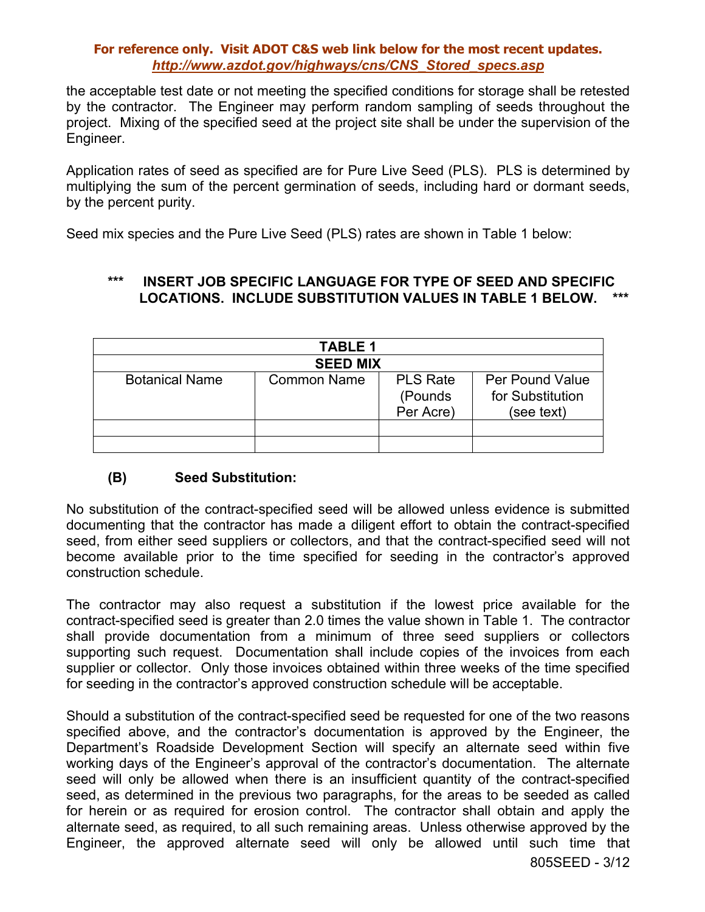the acceptable test date or not meeting the specified conditions for storage shall be retested by the contractor. The Engineer may perform random sampling of seeds throughout the project. Mixing of the specified seed at the project site shall be under the supervision of the Engineer.

Application rates of seed as specified are for Pure Live Seed (PLS). PLS is determined by multiplying the sum of the percent germination of seeds, including hard or dormant seeds, by the percent purity.

Seed mix species and the Pure Live Seed (PLS) rates are shown in Table 1 below:

**\*\*\* INSERT JOB SPECIFIC LANGUAGE FOR TYPE OF SEED AND SPECIFIC LOCATIONS. INCLUDE SUBSTITUTION VALUES IN TABLE 1 BELOW. \*\*\***

| **TABLE 1** | | | |
|---|---|---|---|
| **SEED MIX** | | | |
| Botanical Name | Common Name | PLS Rate (Pounds Per Acre) | Per Pound Value for Substitution (see text) |
| | | | |
| | | | |

**(B) Seed Substitution:**

No substitution of the contract-specified seed will be allowed unless evidence is submitted documenting that the contractor has made a diligent effort to obtain the contract-specified seed, from either seed suppliers or collectors, and that the contract-specified seed will not become available prior to the time specified for seeding in the contractor's approved construction schedule.

The contractor may also request a substitution if the lowest price available for the contract-specified seed is greater than 2.0 times the value shown in Table 1. The contractor shall provide documentation from a minimum of three seed suppliers or collectors supporting such request. Documentation shall include copies of the invoices from each supplier or collector. Only those invoices obtained within three weeks of the time specified for seeding in the contractor's approved construction schedule will be acceptable.

Should a substitution of the contract-specified seed be requested for one of the two reasons specified above, and the contractor's documentation is approved by the Engineer, the Department's Roadside Development Section will specify an alternate seed within five working days of the Engineer's approval of the contractor's documentation. The alternate seed will only be allowed when there is an insufficient quantity of the contract-specified seed, as determined in the previous two paragraphs, for the areas to be seeded as called for herein or as required for erosion control. The contractor shall obtain and apply the alternate seed, as required, to all such remaining areas. Unless otherwise approved by the Engineer, the approved alternate seed will only be allowed until such time that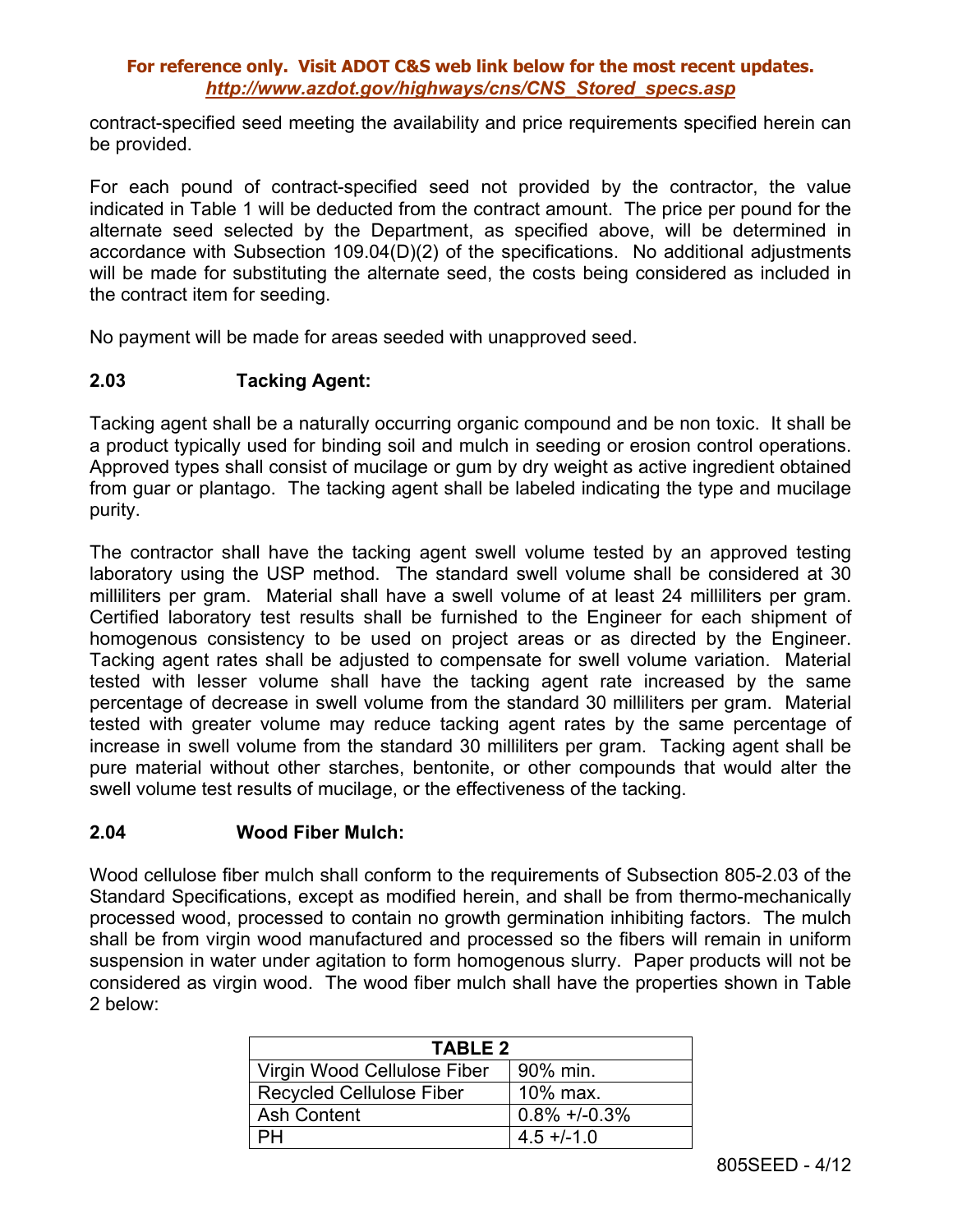contract-specified seed meeting the availability and price requirements specified herein can be provided.

For each pound of contract-specified seed not provided by the contractor, the value indicated in Table 1 will be deducted from the contract amount. The price per pound for the alternate seed selected by the Department, as specified above, will be determined in accordance with Subsection 109.04(D)(2) of the specifications. No additional adjustments will be made for substituting the alternate seed, the costs being considered as included in the contract item for seeding.

No payment will be made for areas seeded with unapproved seed.

### 2.03 Tacking Agent:

Tacking agent shall be a naturally occurring organic compound and be non toxic. It shall be a product typically used for binding soil and mulch in seeding or erosion control operations. Approved types shall consist of mucilage or gum by dry weight as active ingredient obtained from guar or plantago. The tacking agent shall be labeled indicating the type and mucilage purity.

The contractor shall have the tacking agent swell volume tested by an approved testing laboratory using the USP method. The standard swell volume shall be considered at 30 milliliters per gram. Material shall have a swell volume of at least 24 milliliters per gram. Certified laboratory test results shall be furnished to the Engineer for each shipment of homogenous consistency to be used on project areas or as directed by the Engineer. Tacking agent rates shall be adjusted to compensate for swell volume variation. Material tested with lesser volume shall have the tacking agent rate increased by the same percentage of decrease in swell volume from the standard 30 milliliters per gram. Material tested with greater volume may reduce tacking agent rates by the same percentage of increase in swell volume from the standard 30 milliliters per gram. Tacking agent shall be pure material without other starches, bentonite, or other compounds that would alter the swell volume test results of mucilage, or the effectiveness of the tacking.

### 2.04 Wood Fiber Mulch:

Wood cellulose fiber mulch shall conform to the requirements of Subsection 805-2.03 of the Standard Specifications, except as modified herein, and shall be from thermo-mechanically processed wood, processed to contain no growth germination inhibiting factors. The mulch shall be from virgin wood manufactured and processed so the fibers will remain in uniform suspension in water under agitation to form homogenous slurry. Paper products will not be considered as virgin wood. The wood fiber mulch shall have the properties shown in Table 2 below:

| TABLE 2 | |
|---|---|
| Virgin Wood Cellulose Fiber | 90% min. |
| Recycled Cellulose Fiber | 10% max. |
| Ash Content | 0.8% +/-0.3% |
| PH | 4.5 +/-1.0 |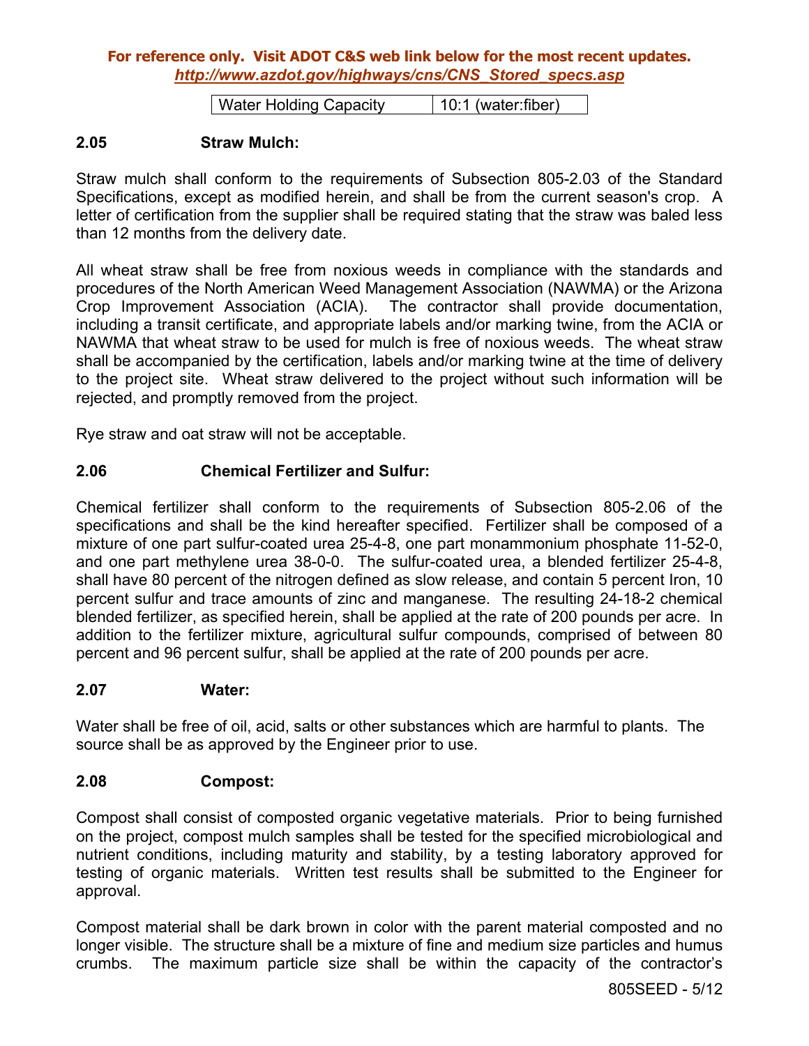| Water Holding Capacity | 10:1 (water:fiber) |
|---|---|

### 2.05 Straw Mulch:

Straw mulch shall conform to the requirements of Subsection 805-2.03 of the Standard Specifications, except as modified herein, and shall be from the current season's crop. A letter of certification from the supplier shall be required stating that the straw was baled less than 12 months from the delivery date.

All wheat straw shall be free from noxious weeds in compliance with the standards and procedures of the North American Weed Management Association (NAWMA) or the Arizona Crop Improvement Association (ACIA). The contractor shall provide documentation, including a transit certificate, and appropriate labels and/or marking twine, from the ACIA or NAWMA that wheat straw to be used for mulch is free of noxious weeds. The wheat straw shall be accompanied by the certification, labels and/or marking twine at the time of delivery to the project site. Wheat straw delivered to the project without such information will be rejected, and promptly removed from the project.

Rye straw and oat straw will not be acceptable.

### 2.06 Chemical Fertilizer and Sulfur:

Chemical fertilizer shall conform to the requirements of Subsection 805-2.06 of the specifications and shall be the kind hereafter specified. Fertilizer shall be composed of a mixture of one part sulfur-coated urea 25-4-8, one part monammonium phosphate 11-52-0, and one part methylene urea 38-0-0. The sulfur-coated urea, a blended fertilizer 25-4-8, shall have 80 percent of the nitrogen defined as slow release, and contain 5 percent Iron, 10 percent sulfur and trace amounts of zinc and manganese. The resulting 24-18-2 chemical blended fertilizer, as specified herein, shall be applied at the rate of 200 pounds per acre. In addition to the fertilizer mixture, agricultural sulfur compounds, comprised of between 80 percent and 96 percent sulfur, shall be applied at the rate of 200 pounds per acre.

### 2.07 Water:

Water shall be free of oil, acid, salts or other substances which are harmful to plants. The source shall be as approved by the Engineer prior to use.

### 2.08 Compost:

Compost shall consist of composted organic vegetative materials. Prior to being furnished on the project, compost mulch samples shall be tested for the specified microbiological and nutrient conditions, including maturity and stability, by a testing laboratory approved for testing of organic materials. Written test results shall be submitted to the Engineer for approval.

Compost material shall be dark brown in color with the parent material composted and no longer visible. The structure shall be a mixture of fine and medium size particles and humus crumbs. The maximum particle size shall be within the capacity of the contractor's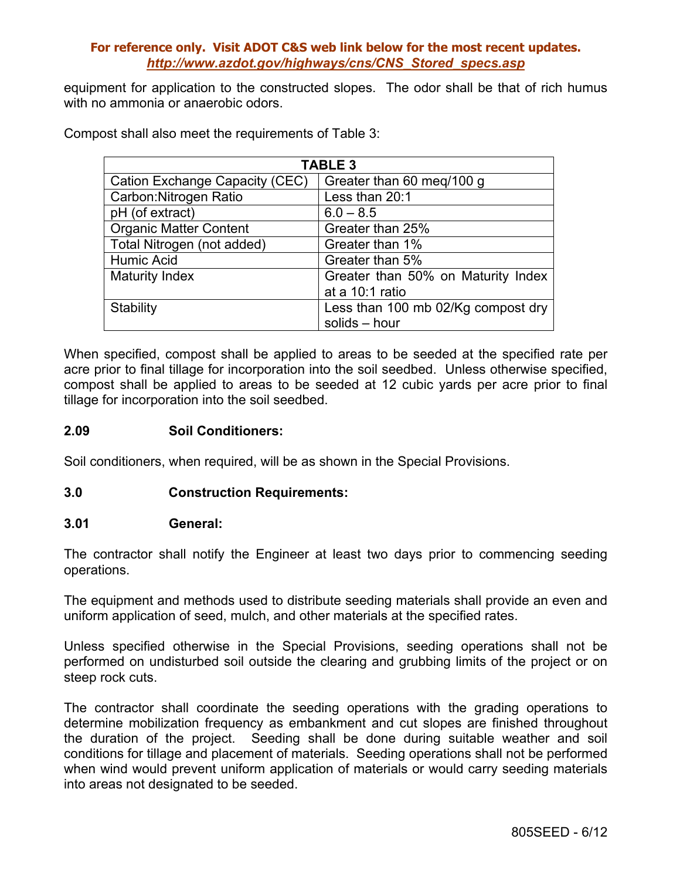equipment for application to the constructed slopes. The odor shall be that of rich humus with no ammonia or anaerobic odors.

Compost shall also meet the requirements of Table 3:

| TABLE 3 | |
|---|---|
| Cation Exchange Capacity (CEC) | Greater than 60 meq/100 g |
| Carbon:Nitrogen Ratio | Less than 20:1 |
| pH (of extract) | 6.0 – 8.5 |
| Organic Matter Content | Greater than 25% |
| Total Nitrogen (not added) | Greater than 1% |
| Humic Acid | Greater than 5% |
| Maturity Index | Greater than 50% on Maturity Index at a 10:1 ratio |
| Stability | Less than 100 mb 02/Kg compost dry solids – hour |

When specified, compost shall be applied to areas to be seeded at the specified rate per acre prior to final tillage for incorporation into the soil seedbed. Unless otherwise specified, compost shall be applied to areas to be seeded at 12 cubic yards per acre prior to final tillage for incorporation into the soil seedbed.

### 2.09 Soil Conditioners:

Soil conditioners, when required, will be as shown in the Special Provisions.

## 3.0 Construction Requirements:

### 3.01 General:

The contractor shall notify the Engineer at least two days prior to commencing seeding operations.

The equipment and methods used to distribute seeding materials shall provide an even and uniform application of seed, mulch, and other materials at the specified rates.

Unless specified otherwise in the Special Provisions, seeding operations shall not be performed on undisturbed soil outside the clearing and grubbing limits of the project or on steep rock cuts.

The contractor shall coordinate the seeding operations with the grading operations to determine mobilization frequency as embankment and cut slopes are finished throughout the duration of the project. Seeding shall be done during suitable weather and soil conditions for tillage and placement of materials. Seeding operations shall not be performed when wind would prevent uniform application of materials or would carry seeding materials into areas not designated to be seeded.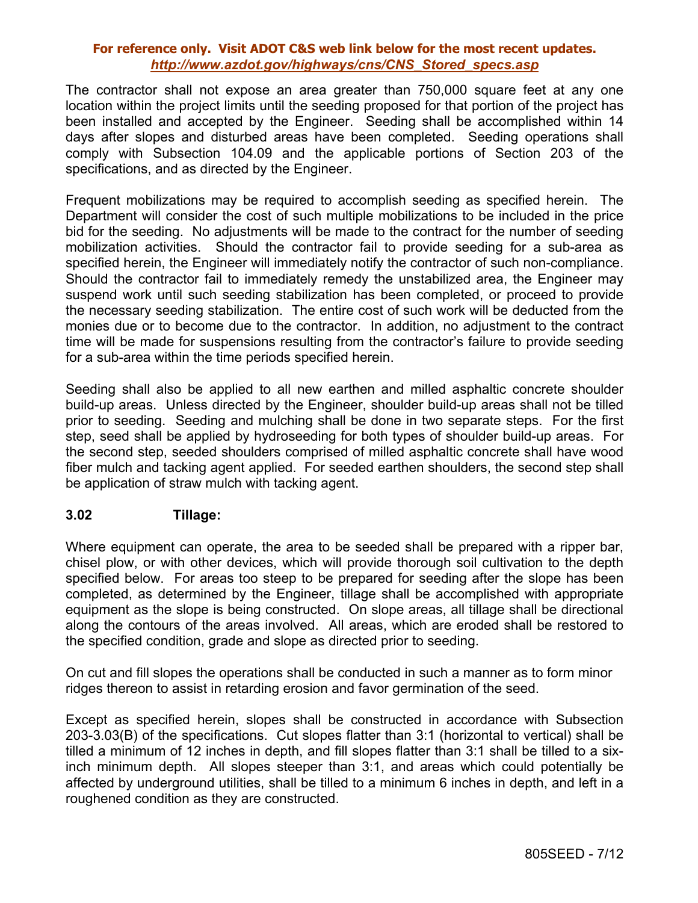The contractor shall not expose an area greater than 750,000 square feet at any one location within the project limits until the seeding proposed for that portion of the project has been installed and accepted by the Engineer. Seeding shall be accomplished within 14 days after slopes and disturbed areas have been completed. Seeding operations shall comply with Subsection 104.09 and the applicable portions of Section 203 of the specifications, and as directed by the Engineer.

Frequent mobilizations may be required to accomplish seeding as specified herein. The Department will consider the cost of such multiple mobilizations to be included in the price bid for the seeding. No adjustments will be made to the contract for the number of seeding mobilization activities. Should the contractor fail to provide seeding for a sub-area as specified herein, the Engineer will immediately notify the contractor of such non-compliance. Should the contractor fail to immediately remedy the unstabilized area, the Engineer may suspend work until such seeding stabilization has been completed, or proceed to provide the necessary seeding stabilization. The entire cost of such work will be deducted from the monies due or to become due to the contractor. In addition, no adjustment to the contract time will be made for suspensions resulting from the contractor's failure to provide seeding for a sub-area within the time periods specified herein.

Seeding shall also be applied to all new earthen and milled asphaltic concrete shoulder build-up areas. Unless directed by the Engineer, shoulder build-up areas shall not be tilled prior to seeding. Seeding and mulching shall be done in two separate steps. For the first step, seed shall be applied by hydroseeding for both types of shoulder build-up areas. For the second step, seeded shoulders comprised of milled asphaltic concrete shall have wood fiber mulch and tacking agent applied. For seeded earthen shoulders, the second step shall be application of straw mulch with tacking agent.

### 3.02 Tillage:

Where equipment can operate, the area to be seeded shall be prepared with a ripper bar, chisel plow, or with other devices, which will provide thorough soil cultivation to the depth specified below. For areas too steep to be prepared for seeding after the slope has been completed, as determined by the Engineer, tillage shall be accomplished with appropriate equipment as the slope is being constructed. On slope areas, all tillage shall be directional along the contours of the areas involved. All areas, which are eroded shall be restored to the specified condition, grade and slope as directed prior to seeding.

On cut and fill slopes the operations shall be conducted in such a manner as to form minor ridges thereon to assist in retarding erosion and favor germination of the seed.

Except as specified herein, slopes shall be constructed in accordance with Subsection 203-3.03(B) of the specifications. Cut slopes flatter than 3:1 (horizontal to vertical) shall be tilled a minimum of 12 inches in depth, and fill slopes flatter than 3:1 shall be tilled to a six-inch minimum depth. All slopes steeper than 3:1, and areas which could potentially be affected by underground utilities, shall be tilled to a minimum 6 inches in depth, and left in a roughened condition as they are constructed.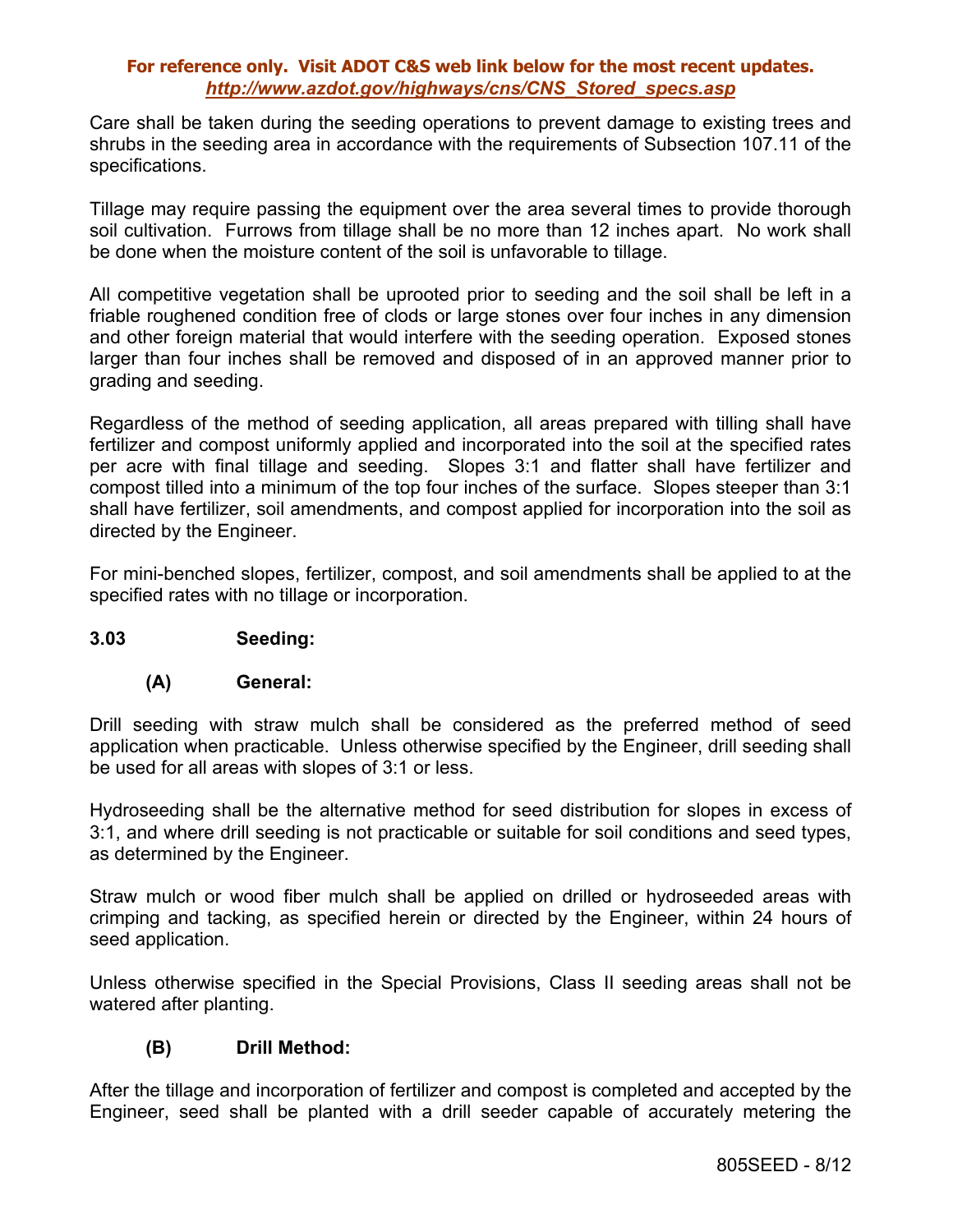Care shall be taken during the seeding operations to prevent damage to existing trees and shrubs in the seeding area in accordance with the requirements of Subsection 107.11 of the specifications.

Tillage may require passing the equipment over the area several times to provide thorough soil cultivation. Furrows from tillage shall be no more than 12 inches apart. No work shall be done when the moisture content of the soil is unfavorable to tillage.

All competitive vegetation shall be uprooted prior to seeding and the soil shall be left in a friable roughened condition free of clods or large stones over four inches in any dimension and other foreign material that would interfere with the seeding operation. Exposed stones larger than four inches shall be removed and disposed of in an approved manner prior to grading and seeding.

Regardless of the method of seeding application, all areas prepared with tilling shall have fertilizer and compost uniformly applied and incorporated into the soil at the specified rates per acre with final tillage and seeding. Slopes 3:1 and flatter shall have fertilizer and compost tilled into a minimum of the top four inches of the surface. Slopes steeper than 3:1 shall have fertilizer, soil amendments, and compost applied for incorporation into the soil as directed by the Engineer.

For mini-benched slopes, fertilizer, compost, and soil amendments shall be applied to at the specified rates with no tillage or incorporation.

**3.03 Seeding:**

**(A) General:**

Drill seeding with straw mulch shall be considered as the preferred method of seed application when practicable. Unless otherwise specified by the Engineer, drill seeding shall be used for all areas with slopes of 3:1 or less.

Hydroseeding shall be the alternative method for seed distribution for slopes in excess of 3:1, and where drill seeding is not practicable or suitable for soil conditions and seed types, as determined by the Engineer.

Straw mulch or wood fiber mulch shall be applied on drilled or hydroseeded areas with crimping and tacking, as specified herein or directed by the Engineer, within 24 hours of seed application.

Unless otherwise specified in the Special Provisions, Class II seeding areas shall not be watered after planting.

**(B) Drill Method:**

After the tillage and incorporation of fertilizer and compost is completed and accepted by the Engineer, seed shall be planted with a drill seeder capable of accurately metering the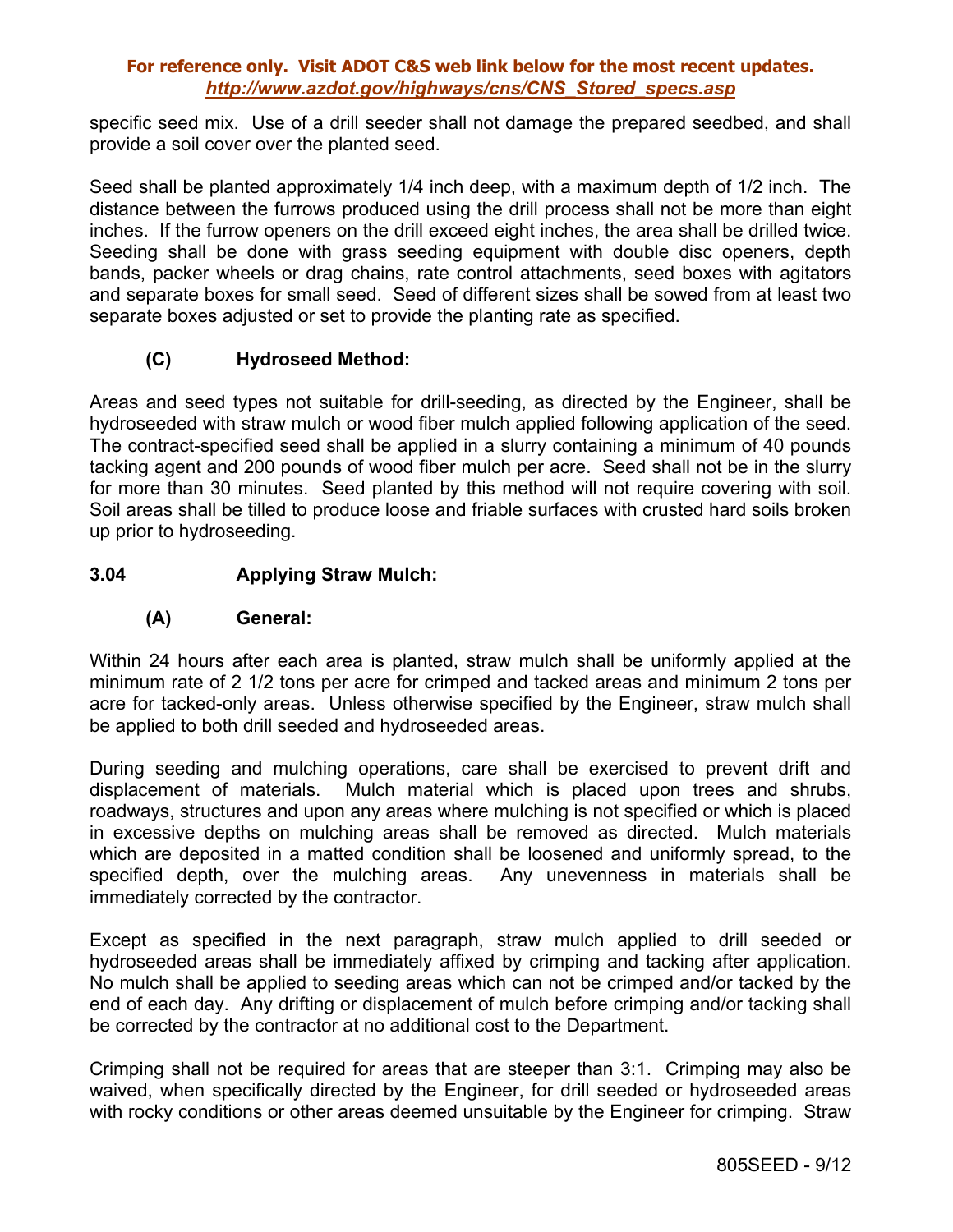specific seed mix. Use of a drill seeder shall not damage the prepared seedbed, and shall provide a soil cover over the planted seed.

Seed shall be planted approximately 1/4 inch deep, with a maximum depth of 1/2 inch. The distance between the furrows produced using the drill process shall not be more than eight inches. If the furrow openers on the drill exceed eight inches, the area shall be drilled twice. Seeding shall be done with grass seeding equipment with double disc openers, depth bands, packer wheels or drag chains, rate control attachments, seed boxes with agitators and separate boxes for small seed. Seed of different sizes shall be sowed from at least two separate boxes adjusted or set to provide the planting rate as specified.

**(C) Hydroseed Method:**

Areas and seed types not suitable for drill-seeding, as directed by the Engineer, shall be hydroseeded with straw mulch or wood fiber mulch applied following application of the seed. The contract-specified seed shall be applied in a slurry containing a minimum of 40 pounds tacking agent and 200 pounds of wood fiber mulch per acre. Seed shall not be in the slurry for more than 30 minutes. Seed planted by this method will not require covering with soil. Soil areas shall be tilled to produce loose and friable surfaces with crusted hard soils broken up prior to hydroseeding.

## 3.04 Applying Straw Mulch:

**(A) General:**

Within 24 hours after each area is planted, straw mulch shall be uniformly applied at the minimum rate of 2 1/2 tons per acre for crimped and tacked areas and minimum 2 tons per acre for tacked-only areas. Unless otherwise specified by the Engineer, straw mulch shall be applied to both drill seeded and hydroseeded areas.

During seeding and mulching operations, care shall be exercised to prevent drift and displacement of materials. Mulch material which is placed upon trees and shrubs, roadways, structures and upon any areas where mulching is not specified or which is placed in excessive depths on mulching areas shall be removed as directed. Mulch materials which are deposited in a matted condition shall be loosened and uniformly spread, to the specified depth, over the mulching areas. Any unevenness in materials shall be immediately corrected by the contractor.

Except as specified in the next paragraph, straw mulch applied to drill seeded or hydroseeded areas shall be immediately affixed by crimping and tacking after application. No mulch shall be applied to seeding areas which can not be crimped and/or tacked by the end of each day. Any drifting or displacement of mulch before crimping and/or tacking shall be corrected by the contractor at no additional cost to the Department.

Crimping shall not be required for areas that are steeper than 3:1. Crimping may also be waived, when specifically directed by the Engineer, for drill seeded or hydroseeded areas with rocky conditions or other areas deemed unsuitable by the Engineer for crimping. Straw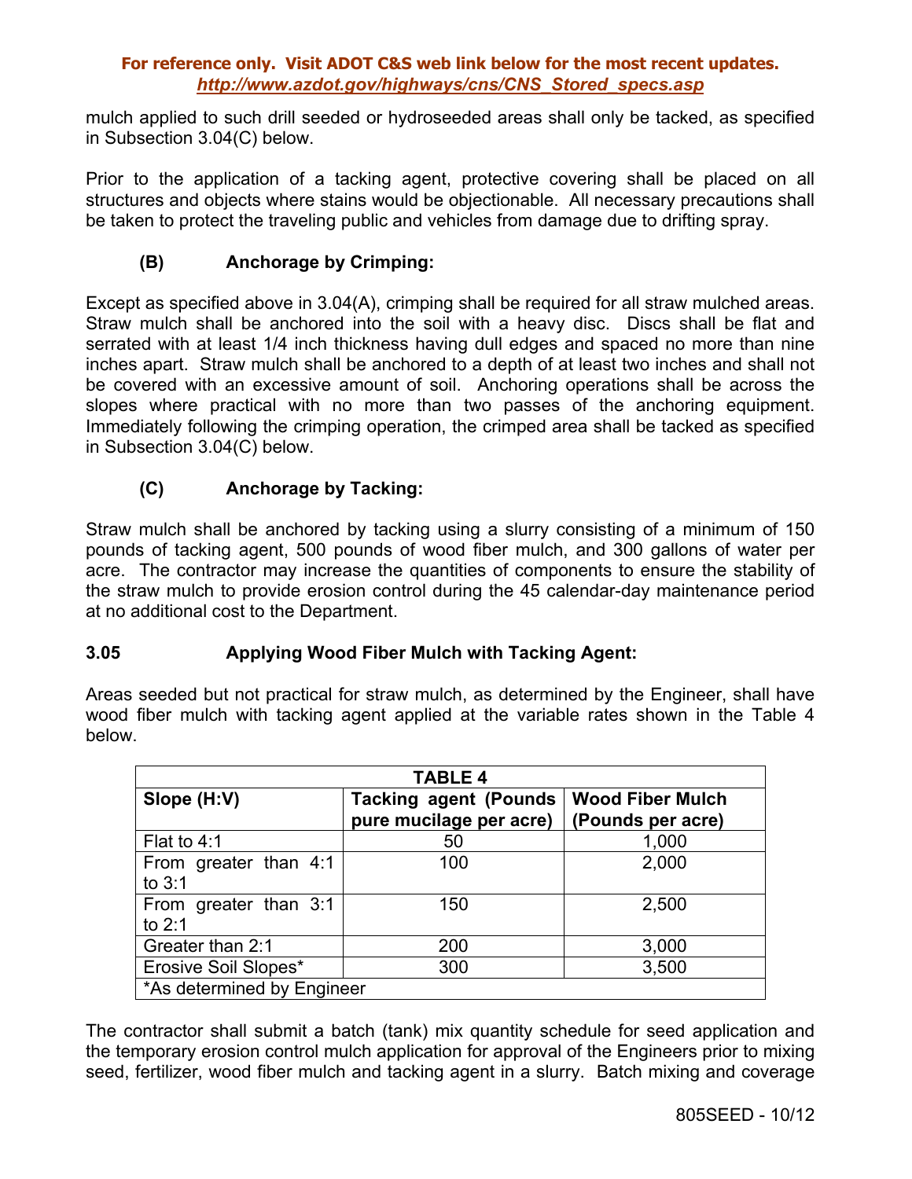mulch applied to such drill seeded or hydroseeded areas shall only be tacked, as specified in Subsection 3.04(C) below.

Prior to the application of a tacking agent, protective covering shall be placed on all structures and objects where stains would be objectionable. All necessary precautions shall be taken to protect the traveling public and vehicles from damage due to drifting spray.

### (B) Anchorage by Crimping:

Except as specified above in 3.04(A), crimping shall be required for all straw mulched areas. Straw mulch shall be anchored into the soil with a heavy disc. Discs shall be flat and serrated with at least 1/4 inch thickness having dull edges and spaced no more than nine inches apart. Straw mulch shall be anchored to a depth of at least two inches and shall not be covered with an excessive amount of soil. Anchoring operations shall be across the slopes where practical with no more than two passes of the anchoring equipment. Immediately following the crimping operation, the crimped area shall be tacked as specified in Subsection 3.04(C) below.

### (C) Anchorage by Tacking:

Straw mulch shall be anchored by tacking using a slurry consisting of a minimum of 150 pounds of tacking agent, 500 pounds of wood fiber mulch, and 300 gallons of water per acre. The contractor may increase the quantities of components to ensure the stability of the straw mulch to provide erosion control during the 45 calendar-day maintenance period at no additional cost to the Department.

## 3.05 Applying Wood Fiber Mulch with Tacking Agent:

Areas seeded but not practical for straw mulch, as determined by the Engineer, shall have wood fiber mulch with tacking agent applied at the variable rates shown in the Table 4 below.

**TABLE 4**

| Slope (H:V) | Tacking agent (Pounds pure mucilage per acre) | Wood Fiber Mulch (Pounds per acre) |
|---|---|---|
| Flat to 4:1 | 50 | 1,000 |
| From greater than 4:1 to 3:1 | 100 | 2,000 |
| From greater than 3:1 to 2:1 | 150 | 2,500 |
| Greater than 2:1 | 200 | 3,000 |
| Erosive Soil Slopes* | 300 | 3,500 |

*As determined by Engineer

The contractor shall submit a batch (tank) mix quantity schedule for seed application and the temporary erosion control mulch application for approval of the Engineers prior to mixing seed, fertilizer, wood fiber mulch and tacking agent in a slurry. Batch mixing and coverage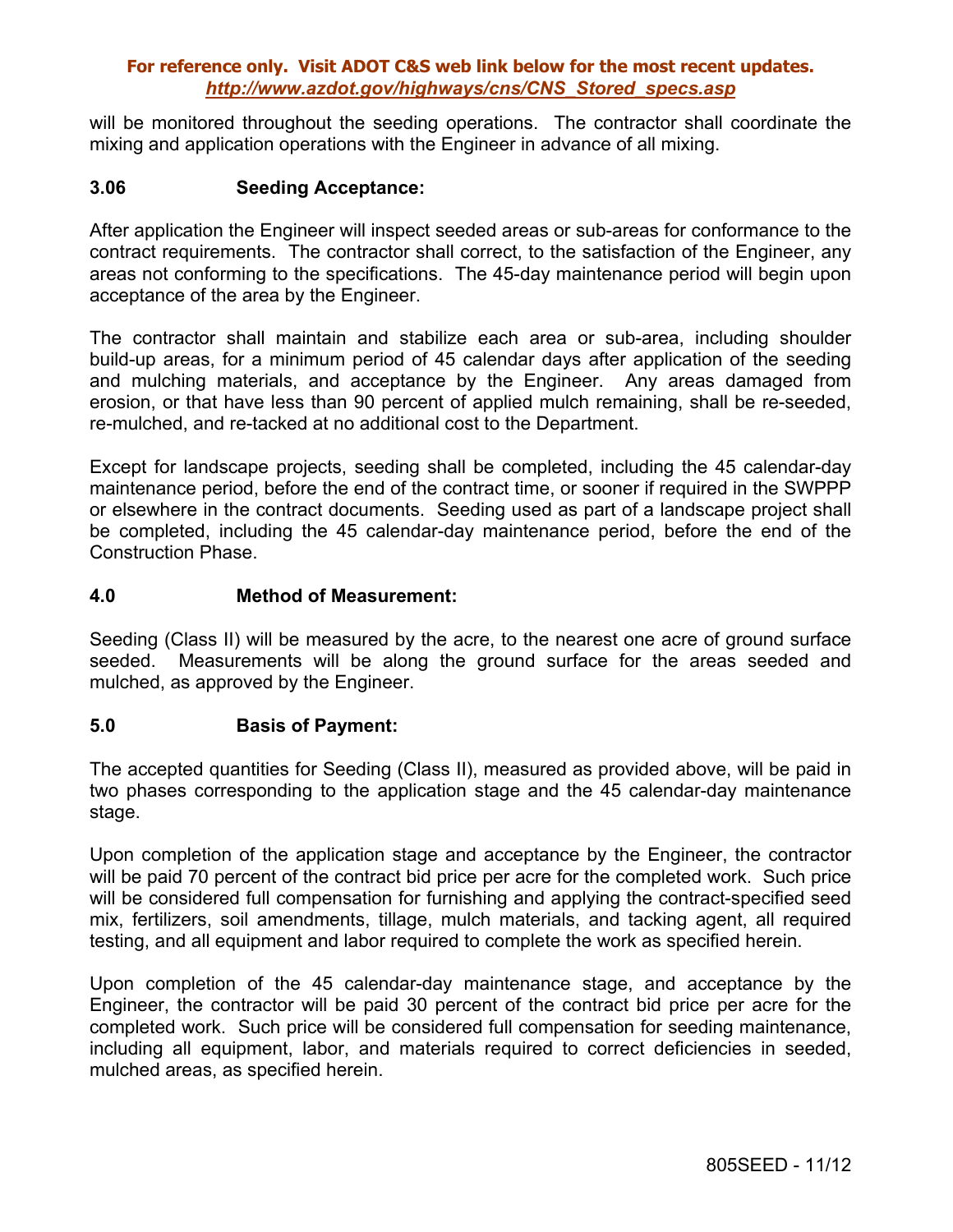will be monitored throughout the seeding operations. The contractor shall coordinate the mixing and application operations with the Engineer in advance of all mixing.

### 3.06 Seeding Acceptance:

After application the Engineer will inspect seeded areas or sub-areas for conformance to the contract requirements. The contractor shall correct, to the satisfaction of the Engineer, any areas not conforming to the specifications. The 45-day maintenance period will begin upon acceptance of the area by the Engineer.

The contractor shall maintain and stabilize each area or sub-area, including shoulder build-up areas, for a minimum period of 45 calendar days after application of the seeding and mulching materials, and acceptance by the Engineer. Any areas damaged from erosion, or that have less than 90 percent of applied mulch remaining, shall be re-seeded, re-mulched, and re-tacked at no additional cost to the Department.

Except for landscape projects, seeding shall be completed, including the 45 calendar-day maintenance period, before the end of the contract time, or sooner if required in the SWPPP or elsewhere in the contract documents. Seeding used as part of a landscape project shall be completed, including the 45 calendar-day maintenance period, before the end of the Construction Phase.

## 4.0 Method of Measurement:

Seeding (Class II) will be measured by the acre, to the nearest one acre of ground surface seeded. Measurements will be along the ground surface for the areas seeded and mulched, as approved by the Engineer.

## 5.0 Basis of Payment:

The accepted quantities for Seeding (Class II), measured as provided above, will be paid in two phases corresponding to the application stage and the 45 calendar-day maintenance stage.

Upon completion of the application stage and acceptance by the Engineer, the contractor will be paid 70 percent of the contract bid price per acre for the completed work. Such price will be considered full compensation for furnishing and applying the contract-specified seed mix, fertilizers, soil amendments, tillage, mulch materials, and tacking agent, all required testing, and all equipment and labor required to complete the work as specified herein.

Upon completion of the 45 calendar-day maintenance stage, and acceptance by the Engineer, the contractor will be paid 30 percent of the contract bid price per acre for the completed work. Such price will be considered full compensation for seeding maintenance, including all equipment, labor, and materials required to correct deficiencies in seeded, mulched areas, as specified herein.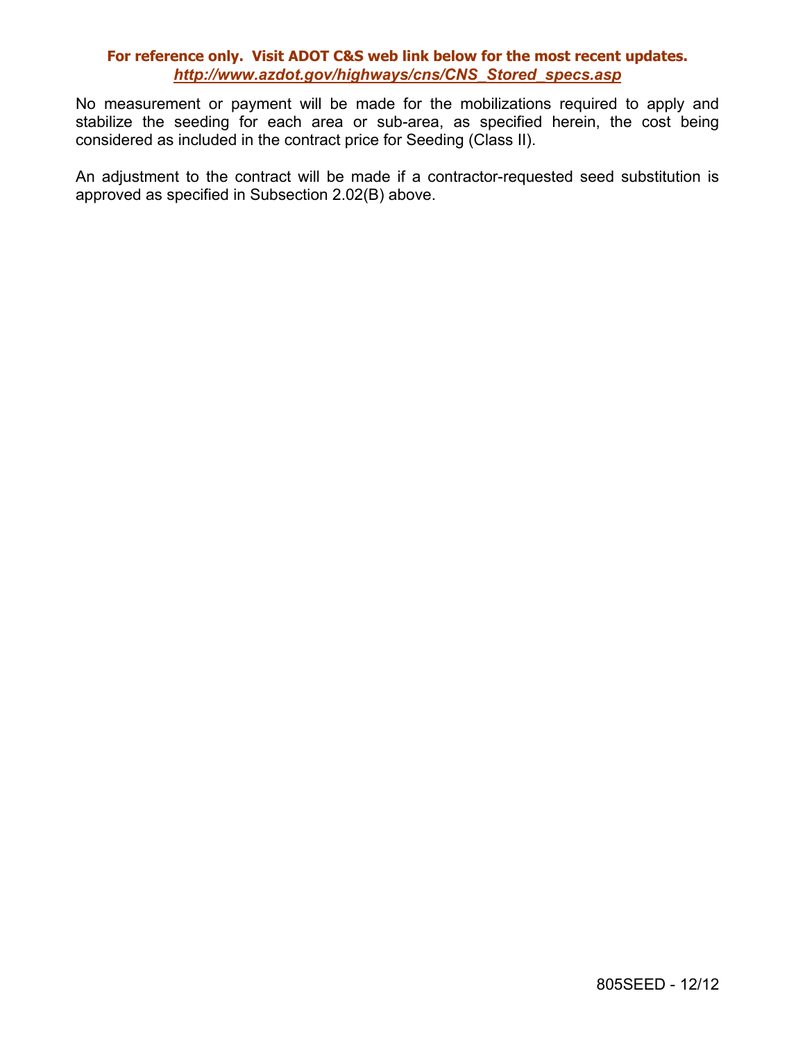No measurement or payment will be made for the mobilizations required to apply and stabilize the seeding for each area or sub-area, as specified herein, the cost being considered as included in the contract price for Seeding (Class II).

An adjustment to the contract will be made if a contractor-requested seed substitution is approved as specified in Subsection 2.02(B) above.